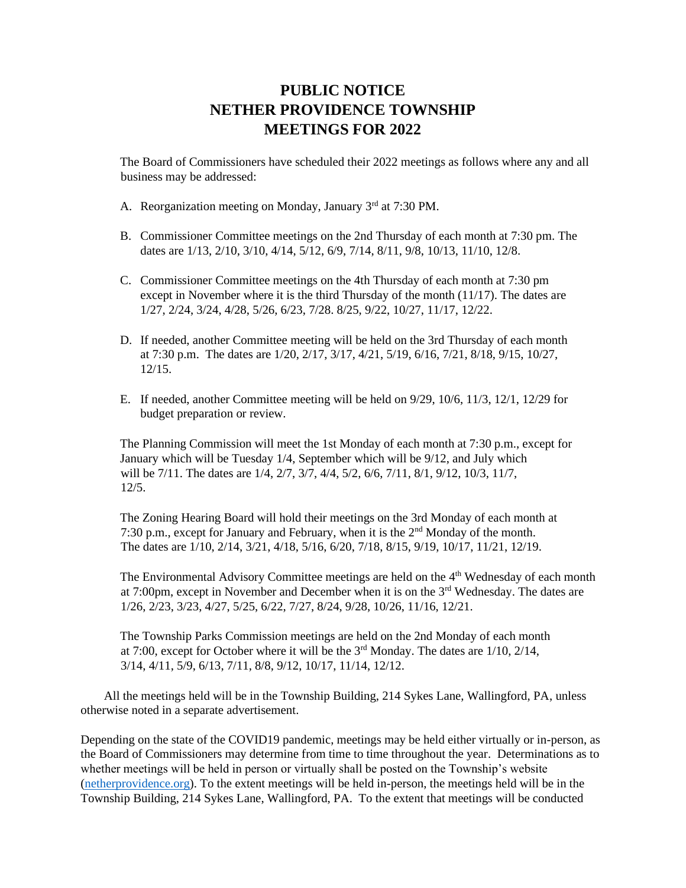# PUBLIC NOTICE
# NETHER PROVIDENCE TOWNSHIP
# MEETINGS FOR 2022

The Board of Commissioners have scheduled their 2022 meetings as follows where any and all business may be addressed:

A. Reorganization meeting on Monday, January 3rd at 7:30 PM.

B. Commissioner Committee meetings on the 2nd Thursday of each month at 7:30 pm. The dates are 1/13, 2/10, 3/10, 4/14, 5/12, 6/9, 7/14, 8/11, 9/8, 10/13, 11/10, 12/8.

C. Commissioner Committee meetings on the 4th Thursday of each month at 7:30 pm except in November where it is the third Thursday of the month (11/17). The dates are 1/27, 2/24, 3/24, 4/28, 5/26, 6/23, 7/28. 8/25, 9/22, 10/27, 11/17, 12/22.

D. If needed, another Committee meeting will be held on the 3rd Thursday of each month at 7:30 p.m. The dates are 1/20, 2/17, 3/17, 4/21, 5/19, 6/16, 7/21, 8/18, 9/15, 10/27, 12/15.

E. If needed, another Committee meeting will be held on 9/29, 10/6, 11/3, 12/1, 12/29 for budget preparation or review.

The Planning Commission will meet the 1st Monday of each month at 7:30 p.m., except for January which will be Tuesday 1/4, September which will be 9/12, and July which will be 7/11. The dates are 1/4, 2/7, 3/7, 4/4, 5/2, 6/6, 7/11, 8/1, 9/12, 10/3, 11/7, 12/5.

The Zoning Hearing Board will hold their meetings on the 3rd Monday of each month at 7:30 p.m., except for January and February, when it is the 2nd Monday of the month. The dates are 1/10, 2/14, 3/21, 4/18, 5/16, 6/20, 7/18, 8/15, 9/19, 10/17, 11/21, 12/19.

The Environmental Advisory Committee meetings are held on the 4th Wednesday of each month at 7:00pm, except in November and December when it is on the 3rd Wednesday. The dates are 1/26, 2/23, 3/23, 4/27, 5/25, 6/22, 7/27, 8/24, 9/28, 10/26, 11/16, 12/21.

The Township Parks Commission meetings are held on the 2nd Monday of each month at 7:00, except for October where it will be the 3rd Monday. The dates are 1/10, 2/14, 3/14, 4/11, 5/9, 6/13, 7/11, 8/8, 9/12, 10/17, 11/14, 12/12.

All the meetings held will be in the Township Building, 214 Sykes Lane, Wallingford, PA, unless otherwise noted in a separate advertisement.

Depending on the state of the COVID19 pandemic, meetings may be held either virtually or in-person, as the Board of Commissioners may determine from time to time throughout the year. Determinations as to whether meetings will be held in person or virtually shall be posted on the Township's website (netherprovidence.org). To the extent meetings will be held in-person, the meetings held will be in the Township Building, 214 Sykes Lane, Wallingford, PA. To the extent that meetings will be conducted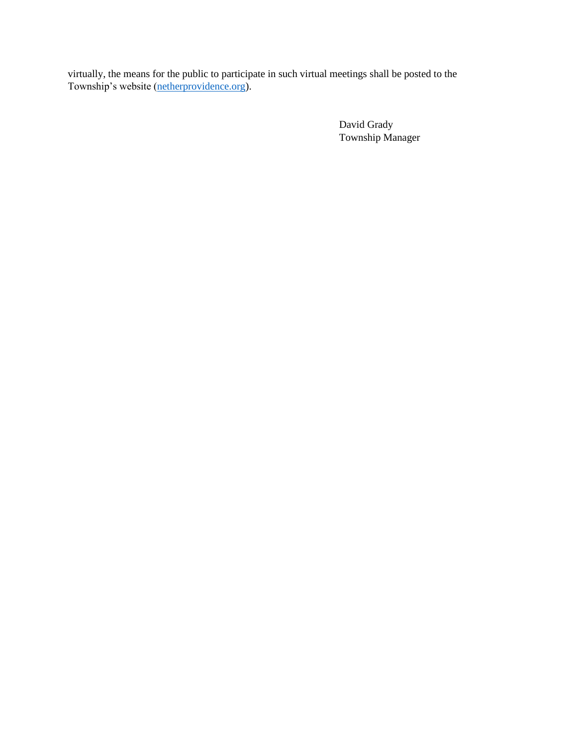virtually, the means for the public to participate in such virtual meetings shall be posted to the Township's website (netherprovidence.org).

David Grady
Township Manager